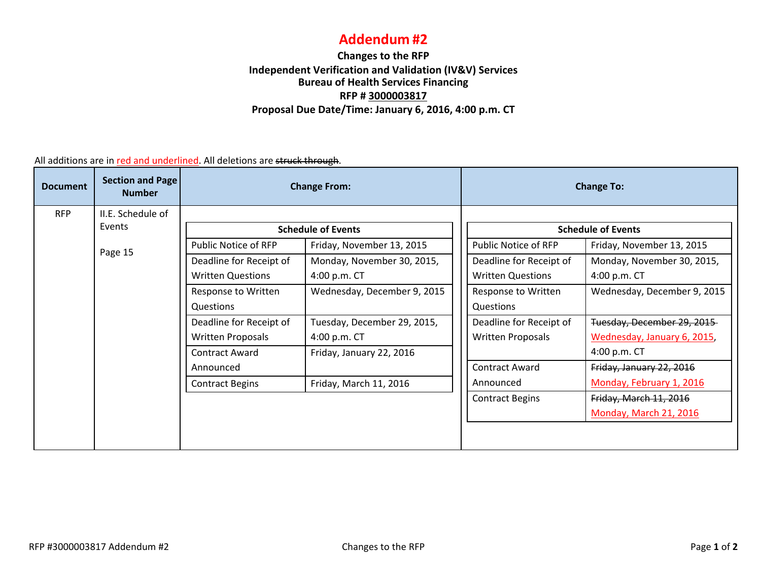# Addendum #2

**Changes to the RFP**
**Independent Verification and Validation (IV&V) Services**
**Bureau of Health Services Financing**
**RFP # 3000003817**
**Proposal Due Date/Time: January 6, 2016, 4:00 p.m. CT**

All additions are in <u>red and underlined</u>. All deletions are ~~struck through~~.

| Document | Section and Page Number | Change From: | Change To: |
|---|---|---|---|
| RFP | II.E. Schedule of Events<br><br>Page 15 | **Schedule of Events**<br>Public Notice of RFP: Friday, November 13, 2015<br>Deadline for Receipt of Written Questions: Monday, November 30, 2015, 4:00 p.m. CT<br>Response to Written Questions: Wednesday, December 9, 2015<br>Deadline for Receipt of Written Proposals: Tuesday, December 29, 2015, 4:00 p.m. CT<br>Contract Award Announced: Friday, January 22, 2016<br>Contract Begins: Friday, March 11, 2016 | **Schedule of Events**<br>Public Notice of RFP: Friday, November 13, 2015<br>Deadline for Receipt of Written Questions: Monday, November 30, 2015, 4:00 p.m. CT<br>Response to Written Questions: Wednesday, December 9, 2015<br>Deadline for Receipt of Written Proposals: ~~Tuesday, December 29, 2015~~ <u>Wednesday, January 6, 2015</u>, 4:00 p.m. CT<br>Contract Award Announced: ~~Friday, January 22, 2016~~ <u>Monday, February 1, 2016</u><br>Contract Begins: ~~Friday, March 11, 2016~~ <u>Monday, March 21, 2016</u> |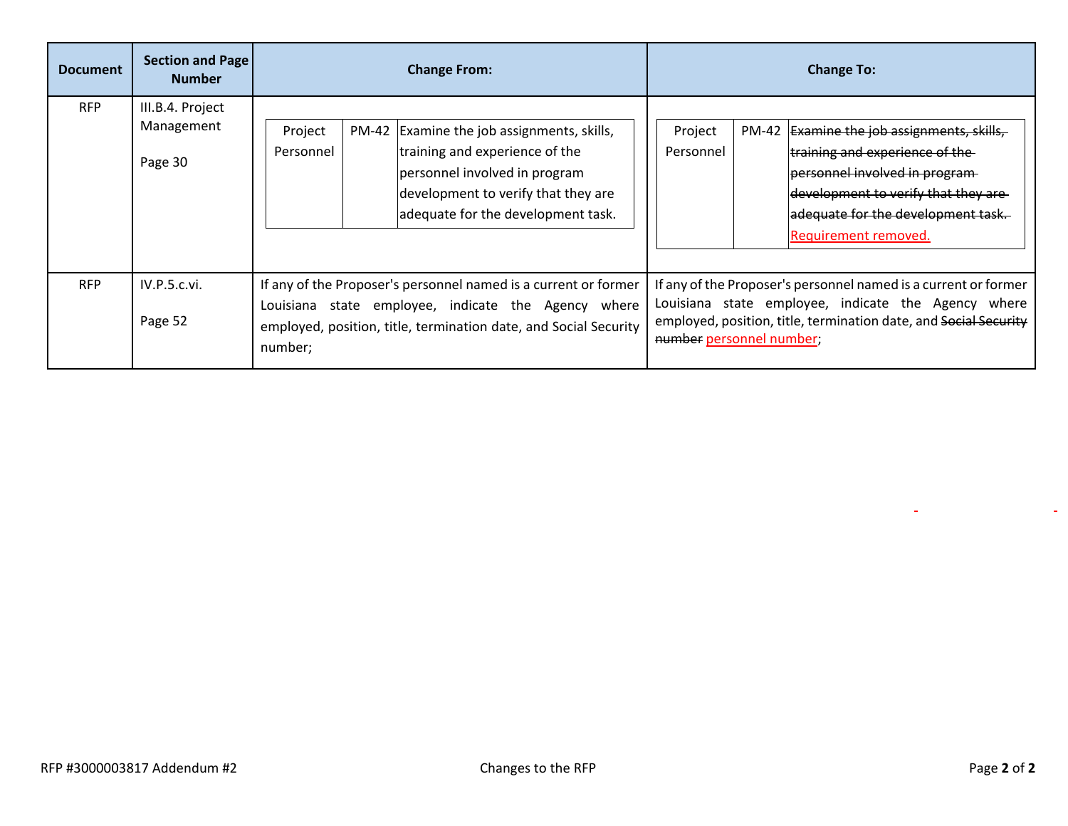| Document | Section and Page Number | Change From: | Change To: |
|---|---|---|---|
| RFP | III.B.4. Project Management<br><br>Page 30 | Project Personnel \| PM-42 \| Examine the job assignments, skills, training and experience of the personnel involved in program development to verify that they are adequate for the development task. | Project Personnel \| PM-42 \| ~~Examine the job assignments, skills, training and experience of the personnel involved in program development to verify that they are adequate for the development task.~~ Requirement removed. |
| RFP | IV.P.5.c.vi.<br><br>Page 52 | If any of the Proposer's personnel named is a current or former Louisiana state employee, indicate the Agency where employed, position, title, termination date, and Social Security number; | If any of the Proposer's personnel named is a current or former Louisiana state employee, indicate the Agency where employed, position, title, termination date, and ~~Social Security number~~ personnel number; |